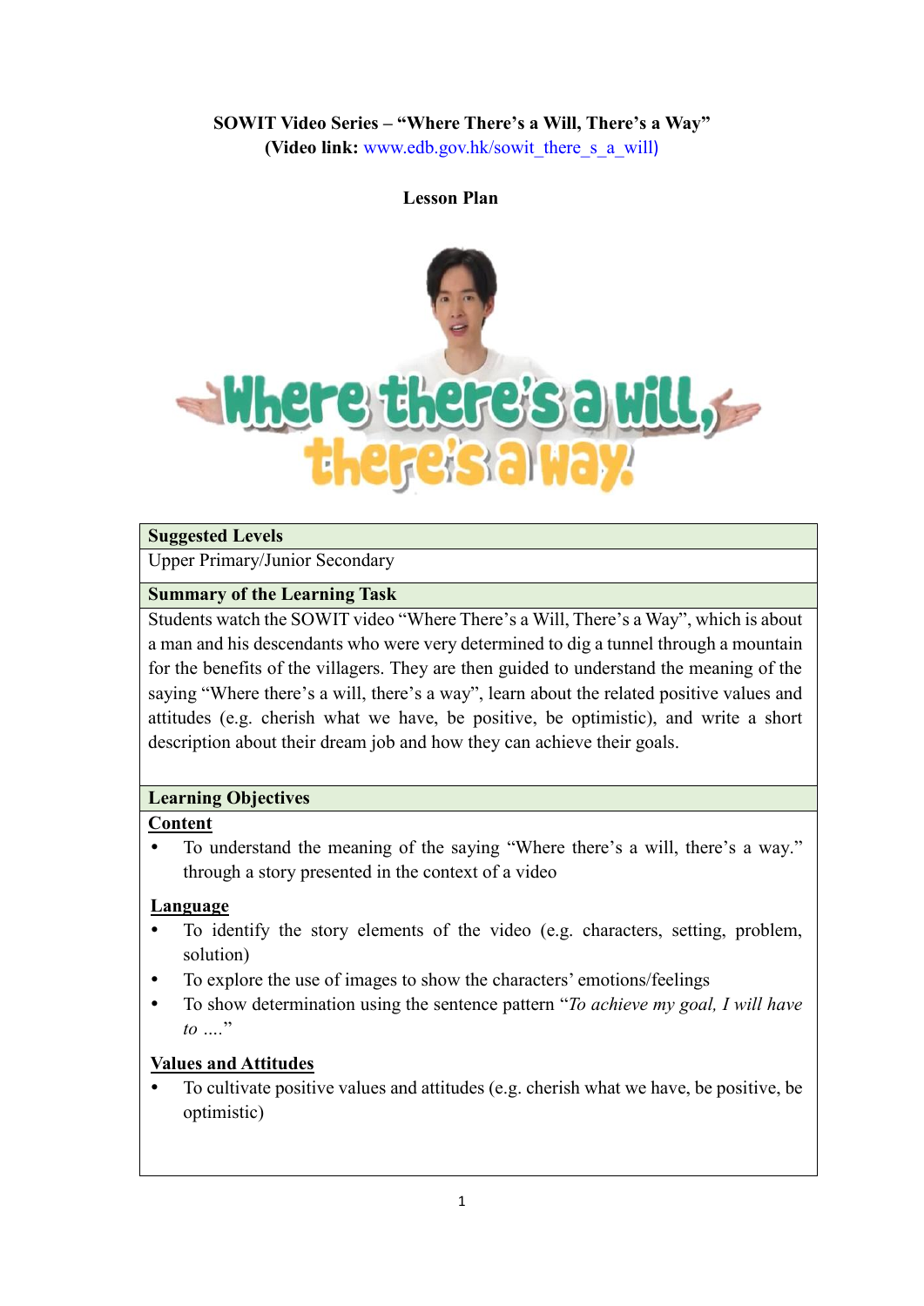**SOWIT Video Series – "Where There's a Will, There's a Way"**
**(Video link:** www.edb.gov.hk/sowit_there_s_a_will)

**Lesson Plan**

| **Suggested Levels** |
|---|
| Upper Primary/Junior Secondary |
| **Summary of the Learning Task** |
| Students watch the SOWIT video "Where There's a Will, There's a Way", which is about a man and his descendants who were very determined to dig a tunnel through a mountain for the benefits of the villagers. They are then guided to understand the meaning of the saying "Where there's a will, there's a way", learn about the related positive values and attitudes (e.g. cherish what we have, be positive, be optimistic), and write a short description about their dream job and how they can achieve their goals. |
| **Learning Objectives** |
| **Content**<br>• To understand the meaning of the saying "Where there's a will, there's a way." through a story presented in the context of a video<br><br>**Language**<br>• To identify the story elements of the video (e.g. characters, setting, problem, solution)<br>• To explore the use of images to show the characters' emotions/feelings<br>• To show determination using the sentence pattern "*To achieve my goal, I will have to ….*"<br><br>**Values and Attitudes**<br>• To cultivate positive values and attitudes (e.g. cherish what we have, be positive, be optimistic) |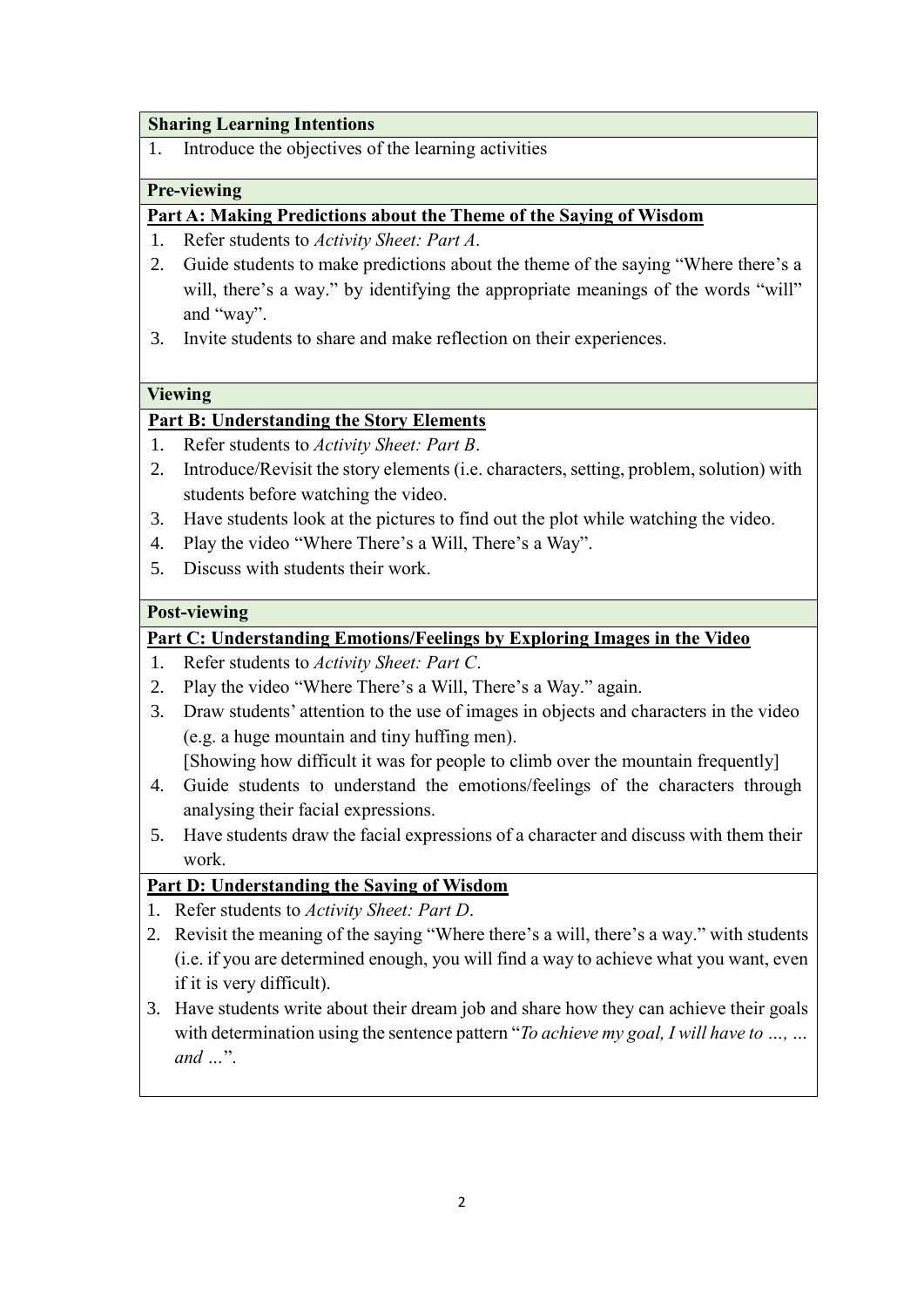**Sharing Learning Intentions**

1. Introduce the objectives of the learning activities

**Pre-viewing**

**Part A: Making Predictions about the Theme of the Saying of Wisdom**

1. Refer students to *Activity Sheet: Part A*.
2. Guide students to make predictions about the theme of the saying "Where there's a will, there's a way." by identifying the appropriate meanings of the words "will" and "way".
3. Invite students to share and make reflection on their experiences.

**Viewing**

**Part B: Understanding the Story Elements**

1. Refer students to *Activity Sheet: Part B*.
2. Introduce/Revisit the story elements (i.e. characters, setting, problem, solution) with students before watching the video.
3. Have students look at the pictures to find out the plot while watching the video.
4. Play the video "Where There's a Will, There's a Way".
5. Discuss with students their work.

**Post-viewing**

**Part C: Understanding Emotions/Feelings by Exploring Images in the Video**

1. Refer students to *Activity Sheet: Part C*.
2. Play the video "Where There's a Will, There's a Way." again.
3. Draw students' attention to the use of images in objects and characters in the video (e.g. a huge mountain and tiny huffing men).
   [Showing how difficult it was for people to climb over the mountain frequently]
4. Guide students to understand the emotions/feelings of the characters through analysing their facial expressions.
5. Have students draw the facial expressions of a character and discuss with them their work.

**Part D: Understanding the Saying of Wisdom**

1. Refer students to *Activity Sheet: Part D*.
2. Revisit the meaning of the saying "Where there's a will, there's a way." with students (i.e. if you are determined enough, you will find a way to achieve what you want, even if it is very difficult).
3. Have students write about their dream job and share how they can achieve their goals with determination using the sentence pattern "*To achieve my goal, I will have to …, … and …*".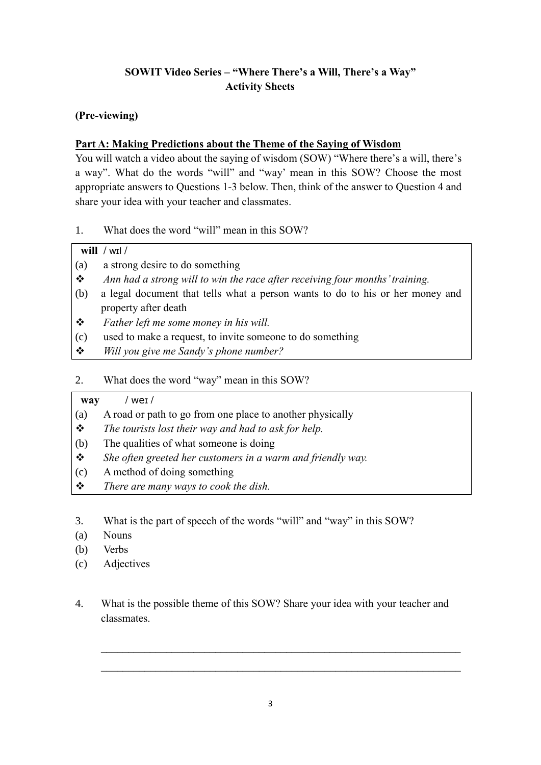**SOWIT Video Series – "Where There's a Will, There's a Way"**
**Activity Sheets**

**(Pre-viewing)**

**Part A: Making Predictions about the Theme of the Saying of Wisdom**

You will watch a video about the saying of wisdom (SOW) "Where there's a will, there's a way". What do the words "will" and "way' mean in this SOW? Choose the most appropriate answers to Questions 1-3 below. Then, think of the answer to Question 4 and share your idea with your teacher and classmates.

1. What does the word "will" mean in this SOW?

| **will** / wɪl / |
|---|
| (a) a strong desire to do something |
| ❖ *Ann had a strong will to win the race after receiving four months' training.* |
| (b) a legal document that tells what a person wants to do to his or her money and property after death |
| ❖ *Father left me some money in his will.* |
| (c) used to make a request, to invite someone to do something |
| ❖ *Will you give me Sandy's phone number?* |

2. What does the word "way" mean in this SOW?

| **way** / weɪ / |
|---|
| (a) A road or path to go from one place to another physically |
| ❖ *The tourists lost their way and had to ask for help.* |
| (b) The qualities of what someone is doing |
| ❖ *She often greeted her customers in a warm and friendly way.* |
| (c) A method of doing something |
| ❖ *There are many ways to cook the dish.* |

3. What is the part of speech of the words "will" and "way" in this SOW?

(a) Nouns
(b) Verbs
(c) Adjectives

4. What is the possible theme of this SOW? Share your idea with your teacher and classmates.

_______________________________________________________________________

_______________________________________________________________________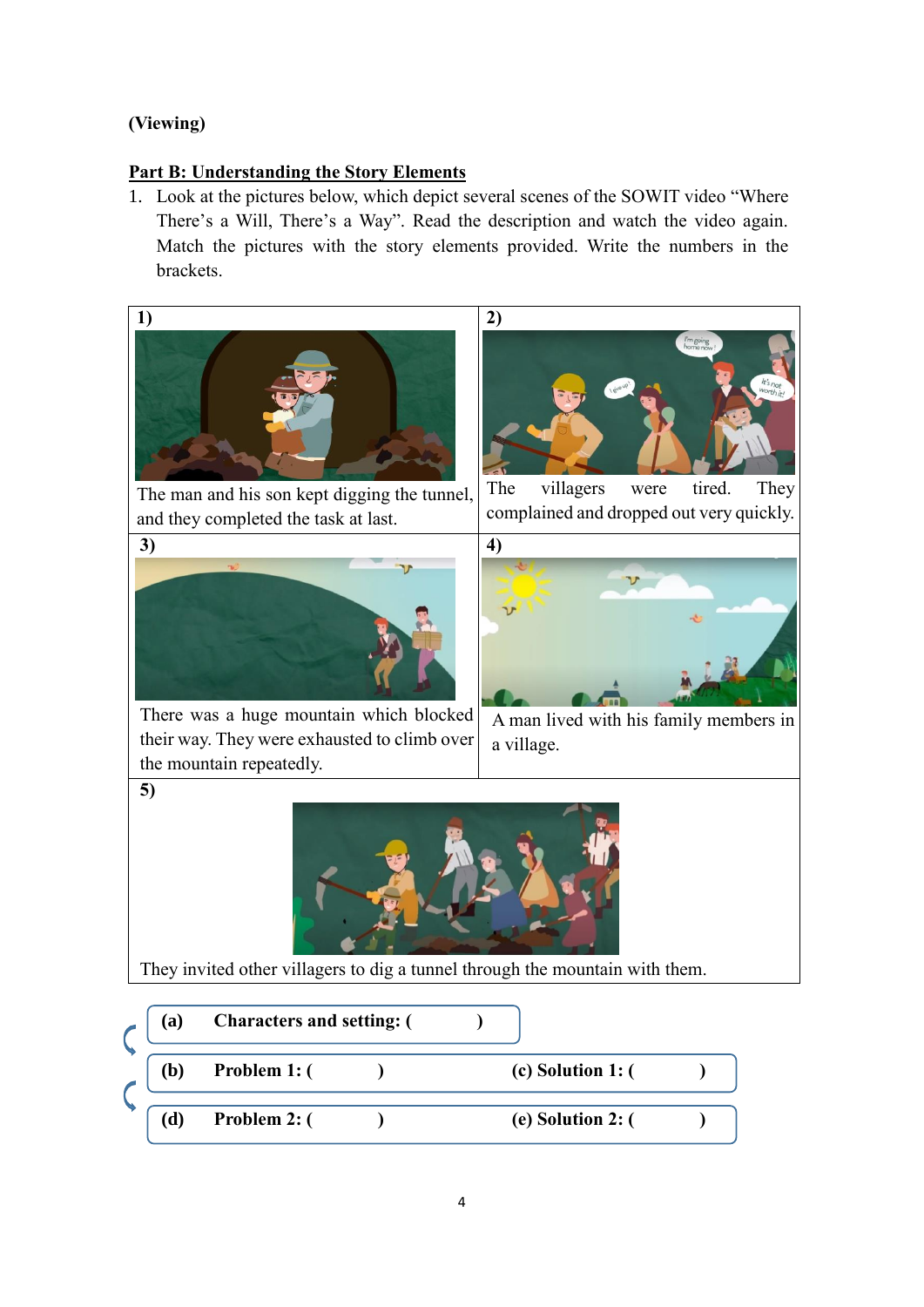(Viewing)

**Part B: Understanding the Story Elements**

1. Look at the pictures below, which depict several scenes of the SOWIT video "Where There's a Will, There's a Way". Read the description and watch the video again. Match the pictures with the story elements provided. Write the numbers in the brackets.

| 1) | 2) |
|---|---|
| The man and his son kept digging the tunnel, and they completed the task at last. | The villagers were tired. They complained and dropped out very quickly. |
| 3) | 4) |
| There was a huge mountain which blocked their way. They were exhausted to climb over the mountain repeatedly. | A man lived with his family members in a village. |

5)

They invited other villagers to dig a tunnel through the mountain with them.

**(a) Characters and setting: (            )**

**(b) Problem 1: (            )** **(c) Solution 1: (            )**

**(d) Problem 2: (            )** **(e) Solution 2: (            )**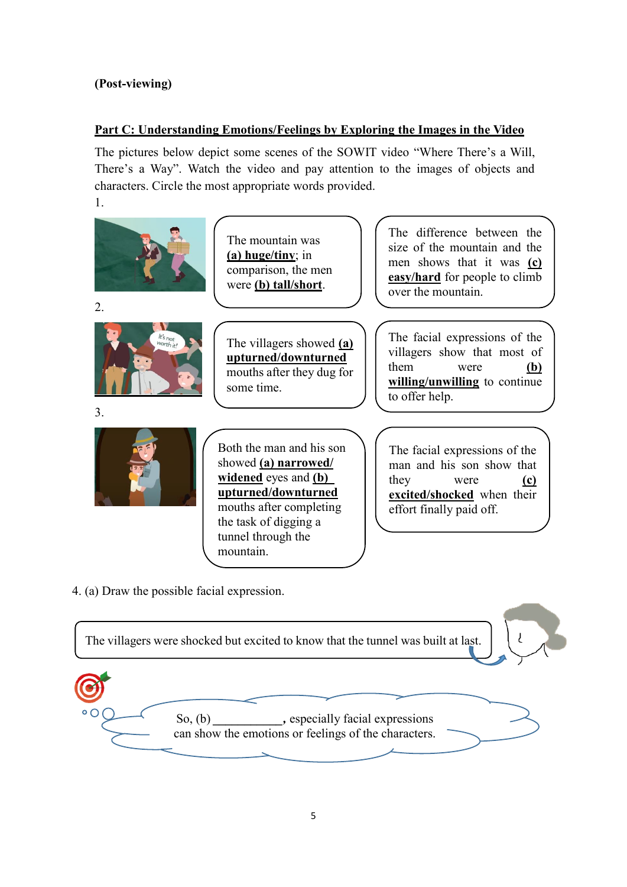**(Post-viewing)**

**Part C: Understanding Emotions/Feelings by Exploring the Images in the Video**

The pictures below depict some scenes of the SOWIT video "Where There's a Will, There's a Way". Watch the video and pay attention to the images of objects and characters. Circle the most appropriate words provided.

1.

The mountain was **(a) huge/tiny**; in comparison, the men were **(b) tall/short**.

The difference between the size of the mountain and the men shows that it was **(c) easy/hard** for people to climb over the mountain.

2.

The villagers showed **(a) upturned/downturned** mouths after they dug for some time.

The facial expressions of the villagers show that most of them were **(b) willing/unwilling** to continue to offer help.

3.

Both the man and his son showed **(a) narrowed/ widened** eyes and **(b) upturned/downturned** mouths after completing the task of digging a tunnel through the mountain.

The facial expressions of the man and his son show that they were **(c) excited/shocked** when their effort finally paid off.

4. (a) Draw the possible facial expression.

The villagers were shocked but excited to know that the tunnel was built at last.

So, (b) ___________, especially facial expressions can show the emotions or feelings of the characters.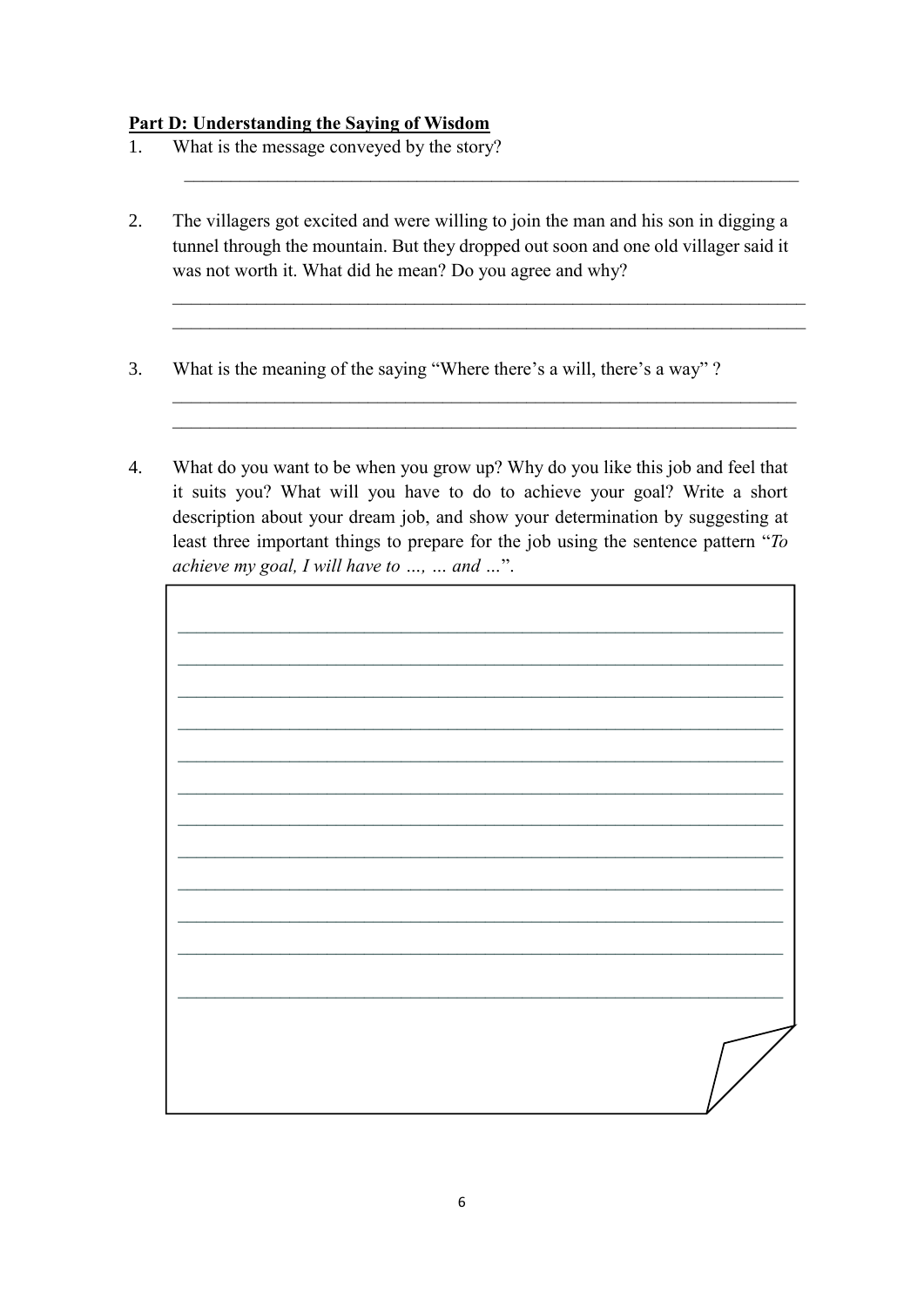**Part D: Understanding the Saying of Wisdom**

1. What is the message conveyed by the story?

   ____________________________________________________________________

2. The villagers got excited and were willing to join the man and his son in digging a tunnel through the mountain. But they dropped out soon and one old villager said it was not worth it. What did he mean? Do you agree and why?

   ____________________________________________________________________

   ____________________________________________________________________

3. What is the meaning of the saying "Where there's a will, there's a way" ?

   ____________________________________________________________________

   ____________________________________________________________________

4. What do you want to be when you grow up? Why do you like this job and feel that it suits you? What will you have to do to achieve your goal? Write a short description about your dream job, and show your determination by suggesting at least three important things to prepare for the job using the sentence pattern "*To achieve my goal, I will have to …, … and …*".

   ____________________________________________________________________

   ____________________________________________________________________

   ____________________________________________________________________

   ____________________________________________________________________

   ____________________________________________________________________

   ____________________________________________________________________

   ____________________________________________________________________

   ____________________________________________________________________

   ____________________________________________________________________

   ____________________________________________________________________

   ____________________________________________________________________

   ____________________________________________________________________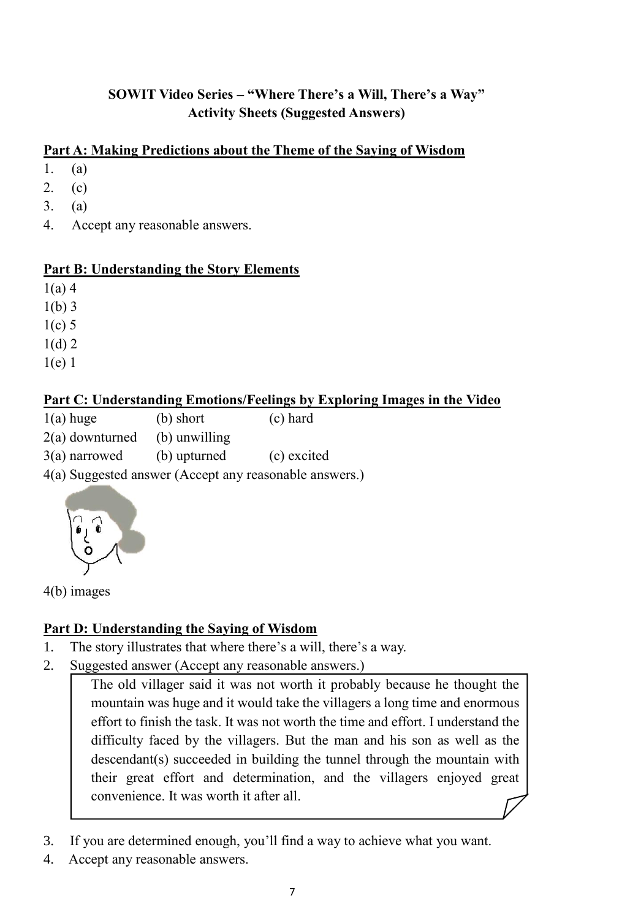# SOWIT Video Series – "Where There's a Will, There's a Way"
## Activity Sheets (Suggested Answers)

**Part A: Making Predictions about the Theme of the Saying of Wisdom**

1. (a)
2. (c)
3. (a)
4. Accept any reasonable answers.

**Part B: Understanding the Story Elements**

1(a) 4
1(b) 3
1(c) 5
1(d) 2
1(e) 1

**Part C: Understanding Emotions/Feelings by Exploring Images in the Video**

1(a) huge (b) short (c) hard
2(a) downturned (b) unwilling
3(a) narrowed (b) upturned (c) excited
4(a) Suggested answer (Accept any reasonable answers.)

4(b) images

**Part D: Understanding the Saying of Wisdom**

1. The story illustrates that where there's a will, there's a way.
2. Suggested answer (Accept any reasonable answers.)

   The old villager said it was not worth it probably because he thought the mountain was huge and it would take the villagers a long time and enormous effort to finish the task. It was not worth the time and effort. I understand the difficulty faced by the villagers. But the man and his son as well as the descendant(s) succeeded in building the tunnel through the mountain with their great effort and determination, and the villagers enjoyed great convenience. It was worth it after all.

3. If you are determined enough, you'll find a way to achieve what you want.
4. Accept any reasonable answers.